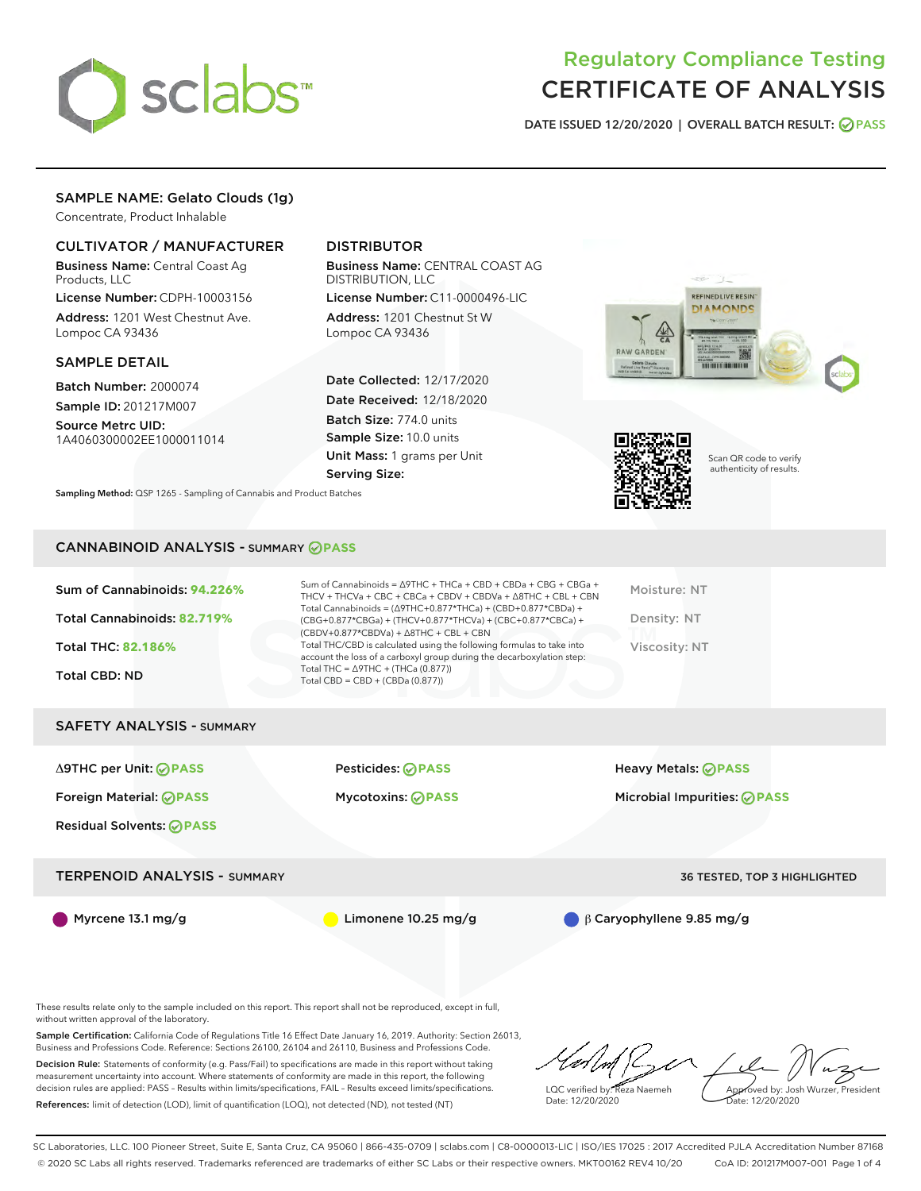# Regulatory Compliance Testing
# CERTIFICATE OF ANALYSIS

DATE ISSUED 12/20/2020 | OVERALL BATCH RESULT: PASS

## SAMPLE NAME: Gelato Clouds (1g)

Concentrate, Product Inhalable

### CULTIVATOR / MANUFACTURER

**Business Name:** Central Coast Ag Products, LLC

**License Number:** CDPH-10003156

**Address:** 1201 West Chestnut Ave. Lompoc CA 93436

### DISTRIBUTOR

**Business Name:** CENTRAL COAST AG DISTRIBUTION, LLC

**License Number:** C11-0000496-LIC

**Address:** 1201 Chestnut St W Lompoc CA 93436

### SAMPLE DETAIL

**Batch Number:** 2000074

**Sample ID:** 201217M007

**Source Metrc UID:** 1A4060300002EE1000011014

**Date Collected:** 12/17/2020

**Date Received:** 12/18/2020

**Batch Size:** 774.0 units

**Sample Size:** 10.0 units

**Unit Mass:** 1 grams per Unit

**Serving Size:**

**Sampling Method:** QSP 1265 - Sampling of Cannabis and Product Batches

Scan QR code to verify authenticity of results.

## CANNABINOID ANALYSIS - SUMMARY PASS

**Sum of Cannabinoids:** 94.226%

**Total Cannabinoids:** 82.719%

**Total THC:** 82.186%

**Total CBD:** ND

Sum of Cannabinoids = Δ9THC + THCa + CBD + CBDa + CBG + CBGa + THCV + THCVa + CBC + CBCa + CBDV + CBDVa + Δ8THC + CBL + CBN

Total Cannabinoids = (Δ9THC+0.877*THCa) + (CBD+0.877*CBDa) + (CBG+0.877*CBGa) + (THCV+0.877*THCVa) + (CBC+0.877*CBCa) + (CBDV+0.877*CBDVa) + Δ8THC + CBL + CBN

Total THC/CBD is calculated using the following formulas to take into account the loss of a carboxyl group during the decarboxylation step:

Total THC = Δ9THC + (THCa (0.877))

Total CBD = CBD + (CBDa (0.877))

Moisture: NT

Density: NT

Viscosity: NT

## SAFETY ANALYSIS - SUMMARY

Δ9THC per Unit: PASS

Foreign Material: PASS

Residual Solvents: PASS

Pesticides: PASS

Mycotoxins: PASS

Heavy Metals: PASS

Microbial Impurities: PASS

## TERPENOID ANALYSIS - SUMMARY

36 TESTED, TOP 3 HIGHLIGHTED

Myrcene 13.1 mg/g

Limonene 10.25 mg/g

β Caryophyllene 9.85 mg/g

These results relate only to the sample included on this report. This report shall not be reproduced, except in full, without written approval of the laboratory.

**Sample Certification:** California Code of Regulations Title 16 Effect Date January 16, 2019. Authority: Section 26013, Business and Professions Code. Reference: Sections 26100, 26104 and 26110, Business and Professions Code.

**Decision Rule:** Statements of conformity (e.g. Pass/Fail) to specifications are made in this report without taking measurement uncertainty into account. Where statements of conformity are made in this report, the following decision rules are applied: PASS – Results within limits/specifications, FAIL – Results exceed limits/specifications.

**References:** limit of detection (LOD), limit of quantification (LOQ), not detected (ND), not tested (NT)

LQC verified by: Reza Naemeh
Date: 12/20/2020

Approved by: Josh Wurzer, President
Date: 12/20/2020

SC Laboratories, LLC. 100 Pioneer Street, Suite E, Santa Cruz, CA 95060 | 866-435-0709 | sclabs.com | C8-0000013-LIC | ISO/IES 17025 : 2017 Accredited PJLA Accreditation Number 87168
© 2020 SC Labs all rights reserved. Trademarks referenced are trademarks of either SC Labs or their respective owners. MKT00162 REV4 10/20 CoA ID: 201217M007-001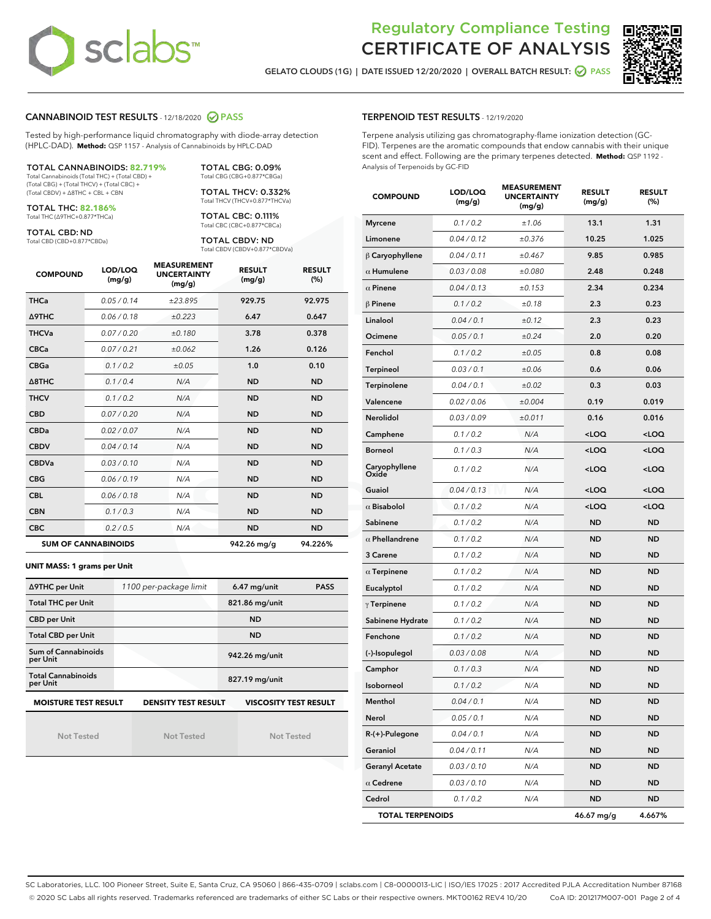# Regulatory Compliance Testing CERTIFICATE OF ANALYSIS

GELATO CLOUDS (1G) | DATE ISSUED 12/20/2020 | OVERALL BATCH RESULT: PASS

## CANNABINOID TEST RESULTS - 12/18/2020 PASS

Tested by high-performance liquid chromatography with diode-array detection (HPLC-DAD). **Method:** QSP 1157 - Analysis of Cannabinoids by HPLC-DAD

**TOTAL CANNABINOIDS: 82.719%**
Total Cannabinoids (Total THC) + (Total CBD) + (Total CBG) + (Total THCV) + (Total CBC) + (Total CBDV) + Δ8THC + CBL + CBN

**TOTAL THC: 82.186%**
Total THC (Δ9THC+0.877*THCa)

**TOTAL CBD: ND**
Total CBD (CBD+0.877*CBDa)

**TOTAL CBG: 0.09%**
Total CBG (CBG+0.877*CBGa)

**TOTAL THCV: 0.332%**
Total THCV (THCV+0.877*THCVa)

**TOTAL CBC: 0.111%**
Total CBC (CBC+0.877*CBCa)

**TOTAL CBDV: ND**
Total CBDV (CBDV+0.877*CBDVa)

| COMPOUND | LOD/LOQ (mg/g) | MEASUREMENT UNCERTAINTY (mg/g) | RESULT (mg/g) | RESULT (%) |
|---|---|---|---|---|
| THCa | 0.05 / 0.14 | ±23.895 | 929.75 | 92.975 |
| Δ9THC | 0.06 / 0.18 | ±0.223 | 6.47 | 0.647 |
| THCVa | 0.07 / 0.20 | ±0.180 | 3.78 | 0.378 |
| CBCa | 0.07 / 0.21 | ±0.062 | 1.26 | 0.126 |
| CBGa | 0.1 / 0.2 | ±0.05 | 1.0 | 0.10 |
| Δ8THC | 0.1 / 0.4 | N/A | ND | ND |
| THCV | 0.1 / 0.2 | N/A | ND | ND |
| CBD | 0.07 / 0.20 | N/A | ND | ND |
| CBDa | 0.02 / 0.07 | N/A | ND | ND |
| CBDV | 0.04 / 0.14 | N/A | ND | ND |
| CBDVa | 0.03 / 0.10 | N/A | ND | ND |
| CBG | 0.06 / 0.19 | N/A | ND | ND |
| CBL | 0.06 / 0.18 | N/A | ND | ND |
| CBN | 0.1 / 0.3 | N/A | ND | ND |
| CBC | 0.2 / 0.5 | N/A | ND | ND |
| **SUM OF CANNABINOIDS** | | | **942.26 mg/g** | **94.226%** |

**UNIT MASS: 1 grams per Unit**

| | | | |
|---|---|---|---|
| Δ9THC per Unit | 1100 per-package limit | 6.47 mg/unit | PASS |
| Total THC per Unit | | 821.86 mg/unit | |
| CBD per Unit | | ND | |
| Total CBD per Unit | | ND | |
| Sum of Cannabinoids per Unit | | 942.26 mg/unit | |
| Total Cannabinoids per Unit | | 827.19 mg/unit | |

| MOISTURE TEST RESULT | DENSITY TEST RESULT | VISCOSITY TEST RESULT |
|---|---|---|
| Not Tested | Not Tested | Not Tested |

## TERPENOID TEST RESULTS - 12/19/2020

Terpene analysis utilizing gas chromatography-flame ionization detection (GC-FID). Terpenes are the aromatic compounds that endow cannabis with their unique scent and effect. Following are the primary terpenes detected. **Method:** QSP 1192 - Analysis of Terpenoids by GC-FID

| COMPOUND | LOD/LOQ (mg/g) | MEASUREMENT UNCERTAINTY (mg/g) | RESULT (mg/g) | RESULT (%) |
|---|---|---|---|---|
| Myrcene | 0.1 / 0.2 | ±1.06 | 13.1 | 1.31 |
| Limonene | 0.04 / 0.12 | ±0.376 | 10.25 | 1.025 |
| β Caryophyllene | 0.04 / 0.11 | ±0.467 | 9.85 | 0.985 |
| α Humulene | 0.03 / 0.08 | ±0.080 | 2.48 | 0.248 |
| α Pinene | 0.04 / 0.13 | ±0.153 | 2.34 | 0.234 |
| β Pinene | 0.1 / 0.2 | ±0.18 | 2.3 | 0.23 |
| Linalool | 0.04 / 0.1 | ±0.12 | 2.3 | 0.23 |
| Ocimene | 0.05 / 0.1 | ±0.24 | 2.0 | 0.20 |
| Fenchol | 0.1 / 0.2 | ±0.05 | 0.8 | 0.08 |
| Terpineol | 0.03 / 0.1 | ±0.06 | 0.6 | 0.06 |
| Terpinolene | 0.04 / 0.1 | ±0.02 | 0.3 | 0.03 |
| Valencene | 0.02 / 0.06 | ±0.004 | 0.19 | 0.019 |
| Nerolidol | 0.03 / 0.09 | ±0.011 | 0.16 | 0.016 |
| Camphene | 0.1 / 0.2 | N/A | <LOQ | <LOQ |
| Borneol | 0.1 / 0.3 | N/A | <LOQ | <LOQ |
| Caryophyllene Oxide | 0.1 / 0.2 | N/A | <LOQ | <LOQ |
| Guaiol | 0.04 / 0.13 | N/A | <LOQ | <LOQ |
| α Bisabolol | 0.1 / 0.2 | N/A | <LOQ | <LOQ |
| Sabinene | 0.1 / 0.2 | N/A | ND | ND |
| α Phellandrene | 0.1 / 0.2 | N/A | ND | ND |
| 3 Carene | 0.1 / 0.2 | N/A | ND | ND |
| α Terpinene | 0.1 / 0.2 | N/A | ND | ND |
| Eucalyptol | 0.1 / 0.2 | N/A | ND | ND |
| γ Terpinene | 0.1 / 0.2 | N/A | ND | ND |
| Sabinene Hydrate | 0.1 / 0.2 | N/A | ND | ND |
| Fenchone | 0.1 / 0.2 | N/A | ND | ND |
| (-)-Isopulegol | 0.03 / 0.08 | N/A | ND | ND |
| Camphor | 0.1 / 0.3 | N/A | ND | ND |
| Isoborneol | 0.1 / 0.2 | N/A | ND | ND |
| Menthol | 0.04 / 0.1 | N/A | ND | ND |
| Nerol | 0.05 / 0.1 | N/A | ND | ND |
| R-(+)-Pulegone | 0.04 / 0.1 | N/A | ND | ND |
| Geraniol | 0.04 / 0.11 | N/A | ND | ND |
| Geranyl Acetate | 0.03 / 0.10 | N/A | ND | ND |
| α Cedrene | 0.03 / 0.10 | N/A | ND | ND |
| Cedrol | 0.1 / 0.2 | N/A | ND | ND |
| **TOTAL TERPENOIDS** | | | **46.67 mg/g** | **4.667%** |

SC Laboratories, LLC. 100 Pioneer Street, Suite E, Santa Cruz, CA 95060 | 866-435-0709 | sclabs.com | C8-0000013-LIC | ISO/IES 17025 : 2017 Accredited PJLA Accreditation Number 87168
© 2020 SC Labs all rights reserved. Trademarks referenced are trademarks of either SC Labs or their respective owners. MKT00162 REV4 10/20 CoA ID: 201217M007-001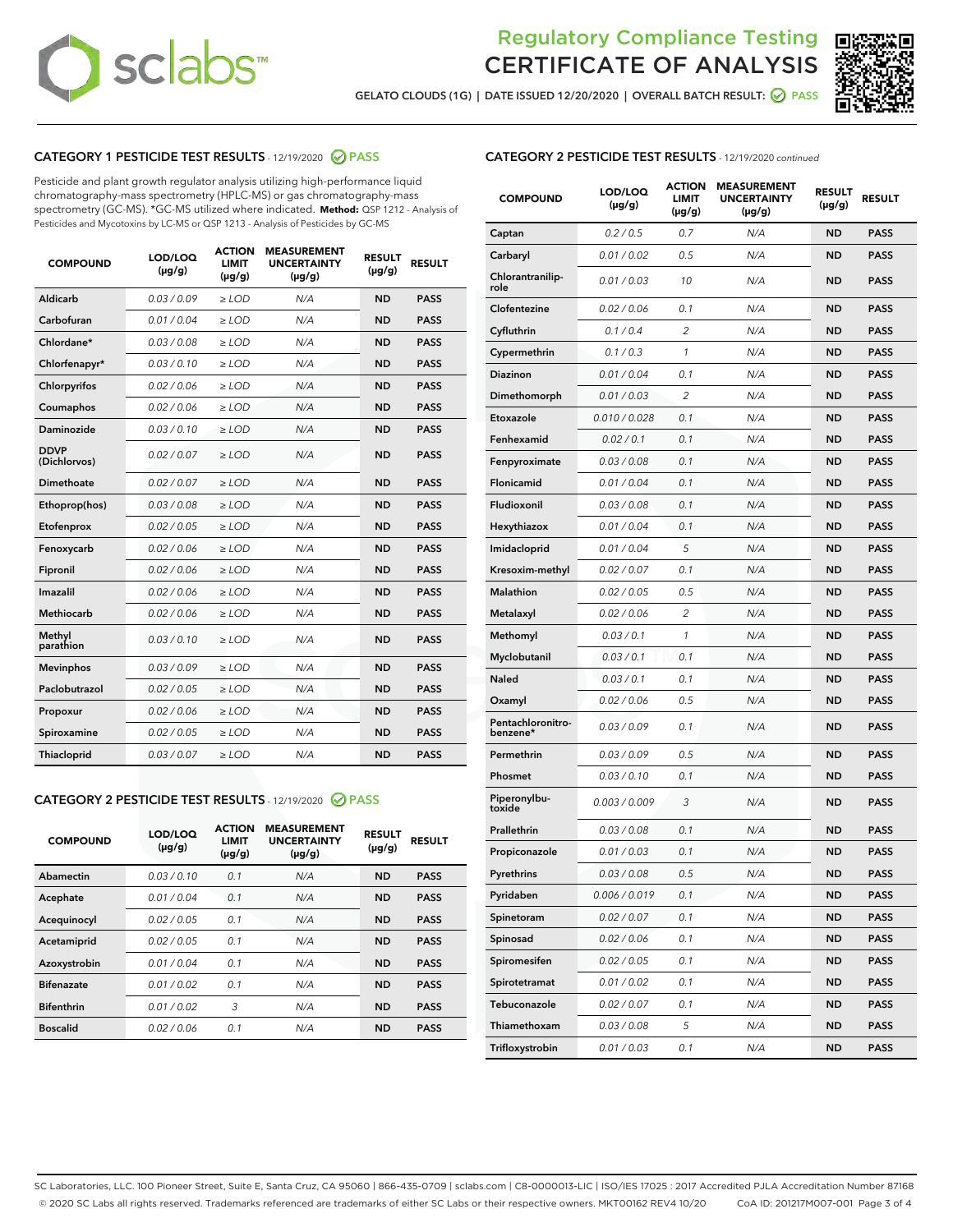# Regulatory Compliance Testing CERTIFICATE OF ANALYSIS

GELATO CLOUDS (1G) | DATE ISSUED 12/20/2020 | OVERALL BATCH RESULT: PASS

## CATEGORY 1 PESTICIDE TEST RESULTS - 12/19/2020 PASS

Pesticide and plant growth regulator analysis utilizing high-performance liquid chromatography-mass spectrometry (HPLC-MS) or gas chromatography-mass spectrometry (GC-MS). *GC-MS utilized where indicated. **Method:** QSP 1212 - Analysis of Pesticides and Mycotoxins by LC-MS or QSP 1213 - Analysis of Pesticides by GC-MS

| COMPOUND | LOD/LOQ (µg/g) | ACTION LIMIT (µg/g) | MEASUREMENT UNCERTAINTY (µg/g) | RESULT (µg/g) | RESULT |
|---|---|---|---|---|---|
| Aldicarb | 0.03 / 0.09 | ≥ LOD | N/A | ND | PASS |
| Carbofuran | 0.01 / 0.04 | ≥ LOD | N/A | ND | PASS |
| Chlordane* | 0.03 / 0.08 | ≥ LOD | N/A | ND | PASS |
| Chlorfenapyr* | 0.03 / 0.10 | ≥ LOD | N/A | ND | PASS |
| Chlorpyrifos | 0.02 / 0.06 | ≥ LOD | N/A | ND | PASS |
| Coumaphos | 0.02 / 0.06 | ≥ LOD | N/A | ND | PASS |
| Daminozide | 0.03 / 0.10 | ≥ LOD | N/A | ND | PASS |
| DDVP (Dichlorvos) | 0.02 / 0.07 | ≥ LOD | N/A | ND | PASS |
| Dimethoate | 0.02 / 0.07 | ≥ LOD | N/A | ND | PASS |
| Ethoprop(hos) | 0.03 / 0.08 | ≥ LOD | N/A | ND | PASS |
| Etofenprox | 0.02 / 0.05 | ≥ LOD | N/A | ND | PASS |
| Fenoxycarb | 0.02 / 0.06 | ≥ LOD | N/A | ND | PASS |
| Fipronil | 0.02 / 0.06 | ≥ LOD | N/A | ND | PASS |
| Imazalil | 0.02 / 0.06 | ≥ LOD | N/A | ND | PASS |
| Methiocarb | 0.02 / 0.06 | ≥ LOD | N/A | ND | PASS |
| Methyl parathion | 0.03 / 0.10 | ≥ LOD | N/A | ND | PASS |
| Mevinphos | 0.03 / 0.09 | ≥ LOD | N/A | ND | PASS |
| Paclobutrazol | 0.02 / 0.05 | ≥ LOD | N/A | ND | PASS |
| Propoxur | 0.02 / 0.06 | ≥ LOD | N/A | ND | PASS |
| Spiroxamine | 0.02 / 0.05 | ≥ LOD | N/A | ND | PASS |
| Thiacloprid | 0.03 / 0.07 | ≥ LOD | N/A | ND | PASS |

## CATEGORY 2 PESTICIDE TEST RESULTS - 12/19/2020 PASS

| COMPOUND | LOD/LOQ (µg/g) | ACTION LIMIT (µg/g) | MEASUREMENT UNCERTAINTY (µg/g) | RESULT (µg/g) | RESULT |
|---|---|---|---|---|---|
| Abamectin | 0.03 / 0.10 | 0.1 | N/A | ND | PASS |
| Acephate | 0.01 / 0.04 | 0.1 | N/A | ND | PASS |
| Acequinocyl | 0.02 / 0.05 | 0.1 | N/A | ND | PASS |
| Acetamiprid | 0.02 / 0.05 | 0.1 | N/A | ND | PASS |
| Azoxystrobin | 0.01 / 0.04 | 0.1 | N/A | ND | PASS |
| Bifenazate | 0.01 / 0.02 | 0.1 | N/A | ND | PASS |
| Bifenthrin | 0.01 / 0.02 | 3 | N/A | ND | PASS |
| Boscalid | 0.02 / 0.06 | 0.1 | N/A | ND | PASS |
| Captan | 0.2 / 0.5 | 0.7 | N/A | ND | PASS |
| Carbaryl | 0.01 / 0.02 | 0.5 | N/A | ND | PASS |
| Chlorantraniliprole | 0.01 / 0.03 | 10 | N/A | ND | PASS |
| Clofentezine | 0.02 / 0.06 | 0.1 | N/A | ND | PASS |
| Cyfluthrin | 0.1 / 0.4 | 2 | N/A | ND | PASS |
| Cypermethrin | 0.1 / 0.3 | 1 | N/A | ND | PASS |
| Diazinon | 0.01 / 0.04 | 0.1 | N/A | ND | PASS |
| Dimethomorph | 0.01 / 0.03 | 2 | N/A | ND | PASS |
| Etoxazole | 0.010 / 0.028 | 0.1 | N/A | ND | PASS |
| Fenhexamid | 0.02 / 0.1 | 0.1 | N/A | ND | PASS |
| Fenpyroximate | 0.03 / 0.08 | 0.1 | N/A | ND | PASS |
| Flonicamid | 0.01 / 0.04 | 0.1 | N/A | ND | PASS |
| Fludioxonil | 0.03 / 0.08 | 0.1 | N/A | ND | PASS |
| Hexythiazox | 0.01 / 0.04 | 0.1 | N/A | ND | PASS |
| Imidacloprid | 0.01 / 0.04 | 5 | N/A | ND | PASS |
| Kresoxim-methyl | 0.02 / 0.07 | 0.1 | N/A | ND | PASS |
| Malathion | 0.02 / 0.05 | 0.5 | N/A | ND | PASS |
| Metalaxyl | 0.02 / 0.06 | 2 | N/A | ND | PASS |
| Methomyl | 0.03 / 0.1 | 1 | N/A | ND | PASS |
| Myclobutanil | 0.03 / 0.1 | 0.1 | N/A | ND | PASS |
| Naled | 0.03 / 0.1 | 0.1 | N/A | ND | PASS |
| Oxamyl | 0.02 / 0.06 | 0.5 | N/A | ND | PASS |
| Pentachloronitrobenzene* | 0.03 / 0.09 | 0.1 | N/A | ND | PASS |
| Permethrin | 0.03 / 0.09 | 0.5 | N/A | ND | PASS |
| Phosmet | 0.03 / 0.10 | 0.1 | N/A | ND | PASS |
| Piperonylbutoxide | 0.003 / 0.009 | 3 | N/A | ND | PASS |
| Prallethrin | 0.03 / 0.08 | 0.1 | N/A | ND | PASS |
| Propiconazole | 0.01 / 0.03 | 0.1 | N/A | ND | PASS |
| Pyrethrins | 0.03 / 0.08 | 0.5 | N/A | ND | PASS |
| Pyridaben | 0.006 / 0.019 | 0.1 | N/A | ND | PASS |
| Spinetoram | 0.02 / 0.07 | 0.1 | N/A | ND | PASS |
| Spinosad | 0.02 / 0.06 | 0.1 | N/A | ND | PASS |
| Spiromesifen | 0.02 / 0.05 | 0.1 | N/A | ND | PASS |
| Spirotetramat | 0.01 / 0.02 | 0.1 | N/A | ND | PASS |
| Tebuconazole | 0.02 / 0.07 | 0.1 | N/A | ND | PASS |
| Thiamethoxam | 0.03 / 0.08 | 5 | N/A | ND | PASS |
| Trifloxystrobin | 0.01 / 0.03 | 0.1 | N/A | ND | PASS |

SC Laboratories, LLC. 100 Pioneer Street, Suite E, Santa Cruz, CA 95060 | 866-435-0709 | sclabs.com | C8-0000013-LIC | ISO/IES 17025 : 2017 Accredited PJLA Accreditation Number 87168
© 2020 SC Labs all rights reserved. Trademarks referenced are trademarks of either SC Labs or their respective owners. MKT00162 REV4 10/20 CoA ID: 201217M007-001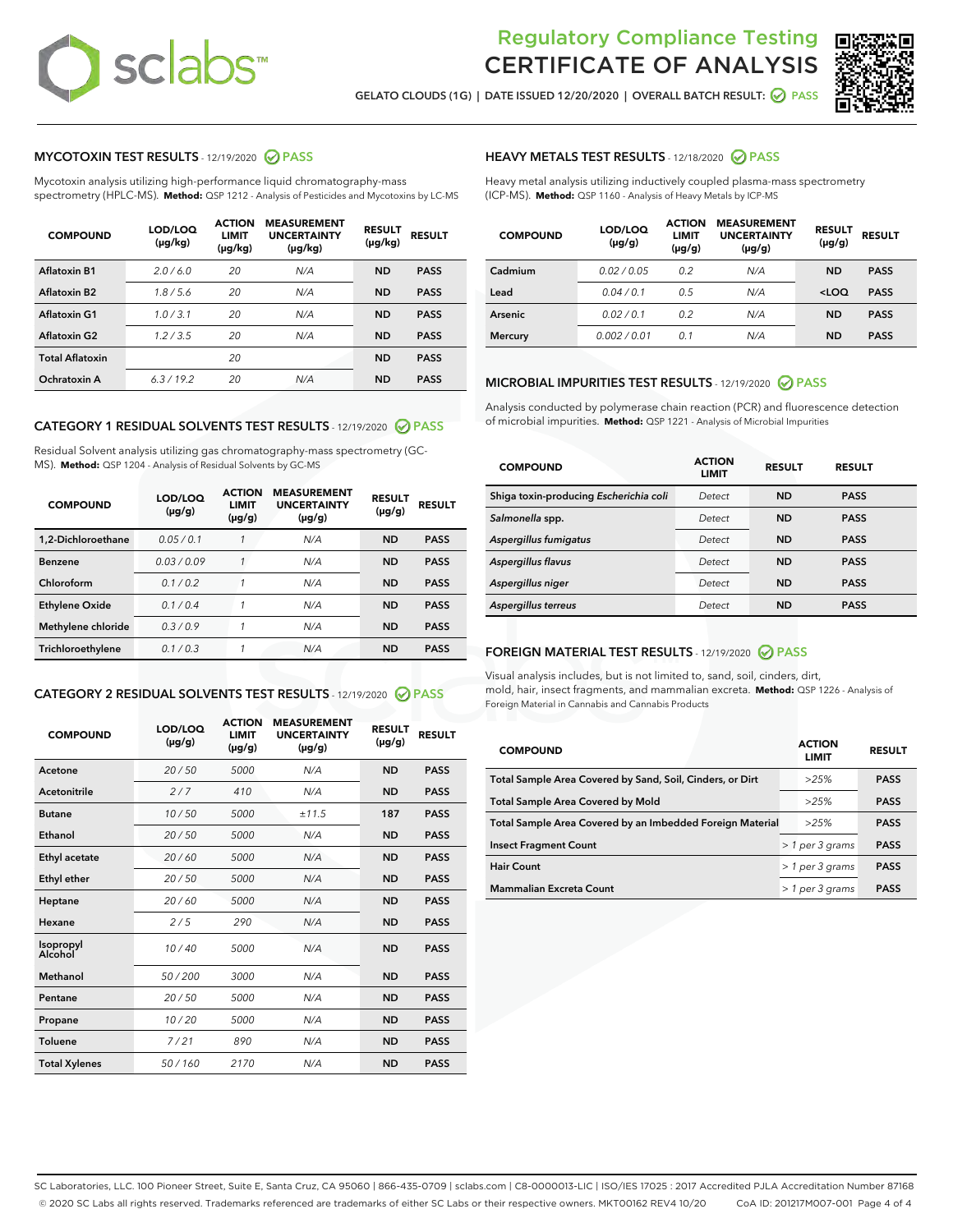# Regulatory Compliance Testing
# CERTIFICATE OF ANALYSIS

GELATO CLOUDS (1G) | DATE ISSUED 12/20/2020 | OVERALL BATCH RESULT: PASS

## MYCOTOXIN TEST RESULTS - 12/19/2020 PASS

Mycotoxin analysis utilizing high-performance liquid chromatography-mass spectrometry (HPLC-MS). **Method:** QSP 1212 - Analysis of Pesticides and Mycotoxins by LC-MS

| COMPOUND | LOD/LOQ (µg/kg) | ACTION LIMIT (µg/kg) | MEASUREMENT UNCERTAINTY (µg/kg) | RESULT (µg/kg) | RESULT |
|---|---|---|---|---|---|
| Aflatoxin B1 | 2.0 / 6.0 | 20 | N/A | ND | PASS |
| Aflatoxin B2 | 1.8 / 5.6 | 20 | N/A | ND | PASS |
| Aflatoxin G1 | 1.0 / 3.1 | 20 | N/A | ND | PASS |
| Aflatoxin G2 | 1.2 / 3.5 | 20 | N/A | ND | PASS |
| Total Aflatoxin | | 20 | | ND | PASS |
| Ochratoxin A | 6.3 / 19.2 | 20 | N/A | ND | PASS |

## CATEGORY 1 RESIDUAL SOLVENTS TEST RESULTS - 12/19/2020 PASS

Residual Solvent analysis utilizing gas chromatography-mass spectrometry (GC-MS). **Method:** QSP 1204 - Analysis of Residual Solvents by GC-MS

| COMPOUND | LOD/LOQ (µg/g) | ACTION LIMIT (µg/g) | MEASUREMENT UNCERTAINTY (µg/g) | RESULT (µg/g) | RESULT |
|---|---|---|---|---|---|
| 1,2-Dichloroethane | 0.05 / 0.1 | 1 | N/A | ND | PASS |
| Benzene | 0.03 / 0.09 | 1 | N/A | ND | PASS |
| Chloroform | 0.1 / 0.2 | 1 | N/A | ND | PASS |
| Ethylene Oxide | 0.1 / 0.4 | 1 | N/A | ND | PASS |
| Methylene chloride | 0.3 / 0.9 | 1 | N/A | ND | PASS |
| Trichloroethylene | 0.1 / 0.3 | 1 | N/A | ND | PASS |

## CATEGORY 2 RESIDUAL SOLVENTS TEST RESULTS - 12/19/2020 PASS

| COMPOUND | LOD/LOQ (µg/g) | ACTION LIMIT (µg/g) | MEASUREMENT UNCERTAINTY (µg/g) | RESULT (µg/g) | RESULT |
|---|---|---|---|---|---|
| Acetone | 20 / 50 | 5000 | N/A | ND | PASS |
| Acetonitrile | 2 / 7 | 410 | N/A | ND | PASS |
| Butane | 10 / 50 | 5000 | ±11.5 | 187 | PASS |
| Ethanol | 20 / 50 | 5000 | N/A | ND | PASS |
| Ethyl acetate | 20 / 60 | 5000 | N/A | ND | PASS |
| Ethyl ether | 20 / 50 | 5000 | N/A | ND | PASS |
| Heptane | 20 / 60 | 5000 | N/A | ND | PASS |
| Hexane | 2 / 5 | 290 | N/A | ND | PASS |
| Isopropyl Alcohol | 10 / 40 | 5000 | N/A | ND | PASS |
| Methanol | 50 / 200 | 3000 | N/A | ND | PASS |
| Pentane | 20 / 50 | 5000 | N/A | ND | PASS |
| Propane | 10 / 20 | 5000 | N/A | ND | PASS |
| Toluene | 7 / 21 | 890 | N/A | ND | PASS |
| Total Xylenes | 50 / 160 | 2170 | N/A | ND | PASS |

## HEAVY METALS TEST RESULTS - 12/18/2020 PASS

Heavy metal analysis utilizing inductively coupled plasma-mass spectrometry (ICP-MS). **Method:** QSP 1160 - Analysis of Heavy Metals by ICP-MS

| COMPOUND | LOD/LOQ (µg/g) | ACTION LIMIT (µg/g) | MEASUREMENT UNCERTAINTY (µg/g) | RESULT (µg/g) | RESULT |
|---|---|---|---|---|---|
| Cadmium | 0.02 / 0.05 | 0.2 | N/A | ND | PASS |
| Lead | 0.04 / 0.1 | 0.5 | N/A | <LOQ | PASS |
| Arsenic | 0.02 / 0.1 | 0.2 | N/A | ND | PASS |
| Mercury | 0.002 / 0.01 | 0.1 | N/A | ND | PASS |

## MICROBIAL IMPURITIES TEST RESULTS - 12/19/2020 PASS

Analysis conducted by polymerase chain reaction (PCR) and fluorescence detection of microbial impurities. **Method:** QSP 1221 - Analysis of Microbial Impurities

| COMPOUND | ACTION LIMIT | RESULT | RESULT |
|---|---|---|---|
| Shiga toxin-producing *Escherichia coli* | Detect | ND | PASS |
| *Salmonella* spp. | Detect | ND | PASS |
| *Aspergillus fumigatus* | Detect | ND | PASS |
| *Aspergillus flavus* | Detect | ND | PASS |
| *Aspergillus niger* | Detect | ND | PASS |
| *Aspergillus terreus* | Detect | ND | PASS |

## FOREIGN MATERIAL TEST RESULTS - 12/19/2020 PASS

Visual analysis includes, but is not limited to, sand, soil, cinders, dirt, mold, hair, insect fragments, and mammalian excreta. **Method:** QSP 1226 - Analysis of Foreign Material in Cannabis and Cannabis Products

| COMPOUND | ACTION LIMIT | RESULT |
|---|---|---|
| Total Sample Area Covered by Sand, Soil, Cinders, or Dirt | >25% | PASS |
| Total Sample Area Covered by Mold | >25% | PASS |
| Total Sample Area Covered by an Imbedded Foreign Material | >25% | PASS |
| Insect Fragment Count | > 1 per 3 grams | PASS |
| Hair Count | > 1 per 3 grams | PASS |
| Mammalian Excreta Count | > 1 per 3 grams | PASS |

SC Laboratories, LLC. 100 Pioneer Street, Suite E, Santa Cruz, CA 95060 | 866-435-0709 | sclabs.com | C8-0000013-LIC | ISO/IES 17025 : 2017 Accredited PJLA Accreditation Number 87168
© 2020 SC Labs all rights reserved. Trademarks referenced are trademarks of either SC Labs or their respective owners. MKT00162 REV4 10/20 CoA ID: 201217M007-001